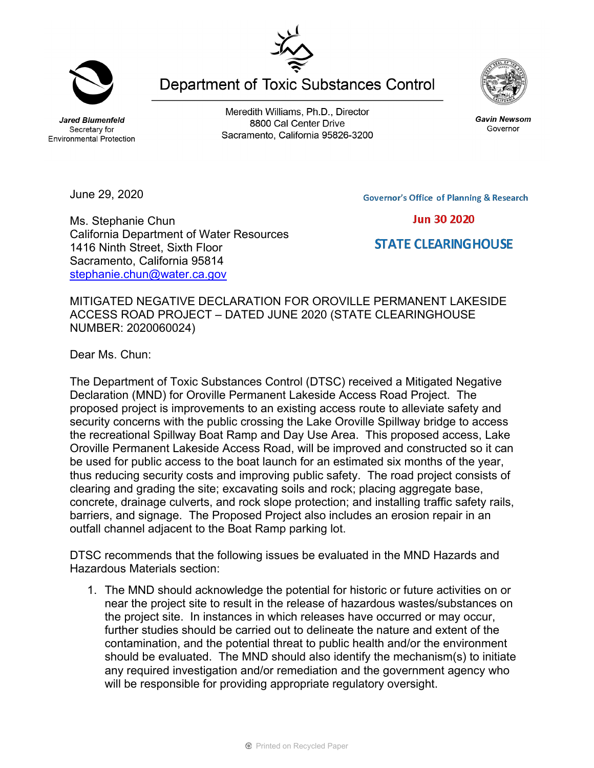Department of Toxic Substances Control

***Jared Blumenfeld***
Secretary for
Environmental Protection

Meredith Williams, Ph.D., Director
8800 Cal Center Drive
Sacramento, California 95826-3200

***Gavin Newsom***
Governor

June 29, 2020

Governor's Office of Planning & Research

Jun 30 2020

STATE CLEARINGHOUSE

Ms. Stephanie Chun
California Department of Water Resources
1416 Ninth Street, Sixth Floor
Sacramento, California 95814
stephanie.chun@water.ca.gov

MITIGATED NEGATIVE DECLARATION FOR OROVILLE PERMANENT LAKESIDE ACCESS ROAD PROJECT – DATED JUNE 2020 (STATE CLEARINGHOUSE NUMBER: 2020060024)

Dear Ms. Chun:

The Department of Toxic Substances Control (DTSC) received a Mitigated Negative Declaration (MND) for Oroville Permanent Lakeside Access Road Project. The proposed project is improvements to an existing access route to alleviate safety and security concerns with the public crossing the Lake Oroville Spillway bridge to access the recreational Spillway Boat Ramp and Day Use Area. This proposed access, Lake Oroville Permanent Lakeside Access Road, will be improved and constructed so it can be used for public access to the boat launch for an estimated six months of the year, thus reducing security costs and improving public safety. The road project consists of clearing and grading the site; excavating soils and rock; placing aggregate base, concrete, drainage culverts, and rock slope protection; and installing traffic safety rails, barriers, and signage. The Proposed Project also includes an erosion repair in an outfall channel adjacent to the Boat Ramp parking lot.

DTSC recommends that the following issues be evaluated in the MND Hazards and Hazardous Materials section:

1. The MND should acknowledge the potential for historic or future activities on or near the project site to result in the release of hazardous wastes/substances on the project site. In instances in which releases have occurred or may occur, further studies should be carried out to delineate the nature and extent of the contamination, and the potential threat to public health and/or the environment should be evaluated. The MND should also identify the mechanism(s) to initiate any required investigation and/or remediation and the government agency who will be responsible for providing appropriate regulatory oversight.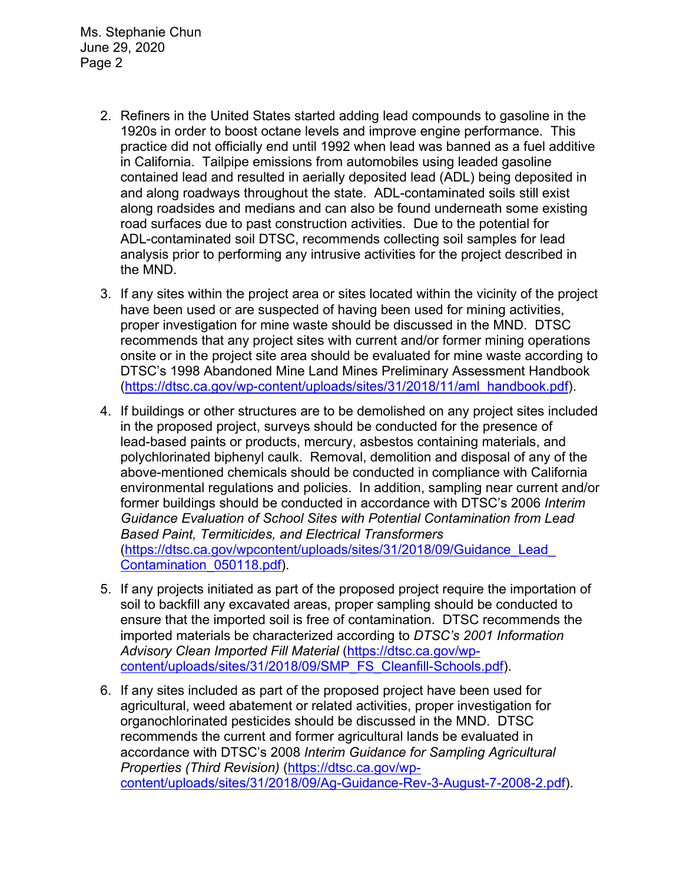2. Refiners in the United States started adding lead compounds to gasoline in the 1920s in order to boost octane levels and improve engine performance. This practice did not officially end until 1992 when lead was banned as a fuel additive in California. Tailpipe emissions from automobiles using leaded gasoline contained lead and resulted in aerially deposited lead (ADL) being deposited in and along roadways throughout the state. ADL-contaminated soils still exist along roadsides and medians and can also be found underneath some existing road surfaces due to past construction activities. Due to the potential for ADL-contaminated soil DTSC, recommends collecting soil samples for lead analysis prior to performing any intrusive activities for the project described in the MND.

3. If any sites within the project area or sites located within the vicinity of the project have been used or are suspected of having been used for mining activities, proper investigation for mine waste should be discussed in the MND. DTSC recommends that any project sites with current and/or former mining operations onsite or in the project site area should be evaluated for mine waste according to DTSC's 1998 Abandoned Mine Land Mines Preliminary Assessment Handbook (https://dtsc.ca.gov/wp-content/uploads/sites/31/2018/11/aml_handbook.pdf).

4. If buildings or other structures are to be demolished on any project sites included in the proposed project, surveys should be conducted for the presence of lead-based paints or products, mercury, asbestos containing materials, and polychlorinated biphenyl caulk. Removal, demolition and disposal of any of the above-mentioned chemicals should be conducted in compliance with California environmental regulations and policies. In addition, sampling near current and/or former buildings should be conducted in accordance with DTSC's 2006 *Interim Guidance Evaluation of School Sites with Potential Contamination from Lead Based Paint, Termiticides, and Electrical Transformers* (https://dtsc.ca.gov/wpcontent/uploads/sites/31/2018/09/Guidance_Lead_Contamination_050118.pdf).

5. If any projects initiated as part of the proposed project require the importation of soil to backfill any excavated areas, proper sampling should be conducted to ensure that the imported soil is free of contamination. DTSC recommends the imported materials be characterized according to *DTSC's 2001 Information Advisory Clean Imported Fill Material* (https://dtsc.ca.gov/wp-content/uploads/sites/31/2018/09/SMP_FS_Cleanfill-Schools.pdf).

6. If any sites included as part of the proposed project have been used for agricultural, weed abatement or related activities, proper investigation for organochlorinated pesticides should be discussed in the MND. DTSC recommends the current and former agricultural lands be evaluated in accordance with DTSC's 2008 *Interim Guidance for Sampling Agricultural Properties (Third Revision)* (https://dtsc.ca.gov/wp-content/uploads/sites/31/2018/09/Ag-Guidance-Rev-3-August-7-2008-2.pdf).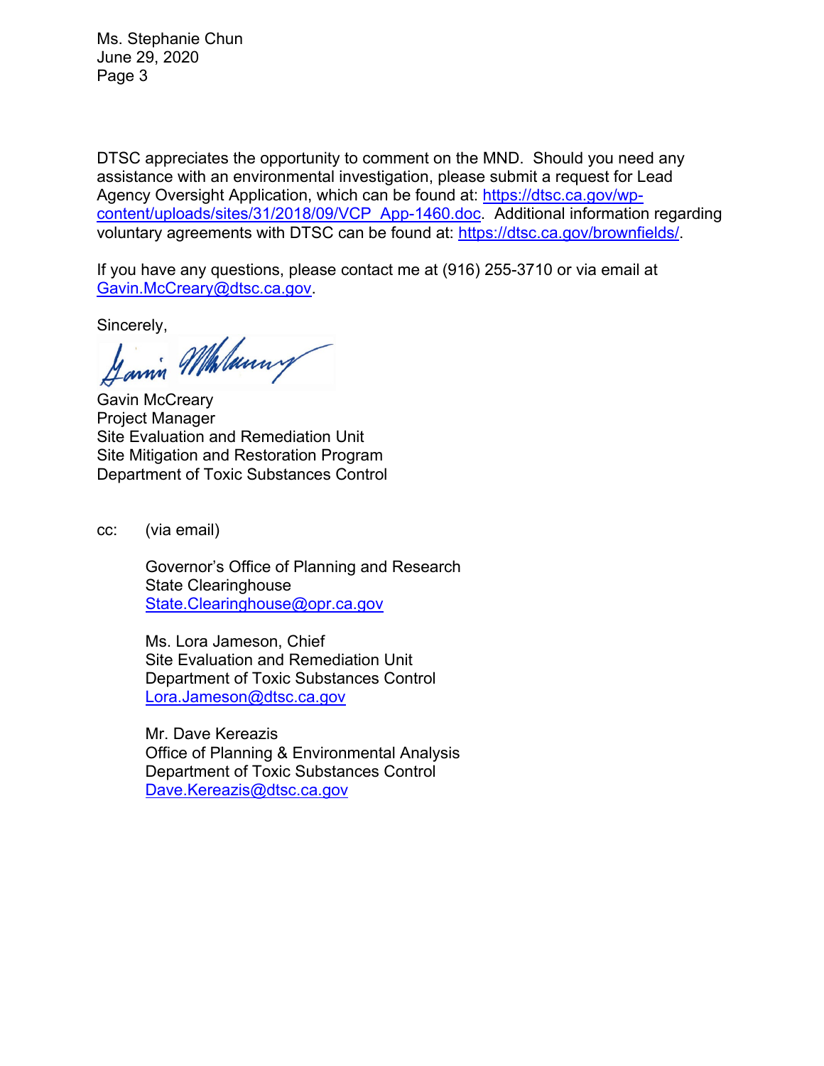DTSC appreciates the opportunity to comment on the MND. Should you need any assistance with an environmental investigation, please submit a request for Lead Agency Oversight Application, which can be found at: https://dtsc.ca.gov/wp-content/uploads/sites/31/2018/09/VCP_App-1460.doc. Additional information regarding voluntary agreements with DTSC can be found at: https://dtsc.ca.gov/brownfields/.

If you have any questions, please contact me at (916) 255-3710 or via email at Gavin.McCreary@dtsc.ca.gov.

Sincerely,

Gavin McCreary
Project Manager
Site Evaluation and Remediation Unit
Site Mitigation and Restoration Program
Department of Toxic Substances Control

cc: (via email)

Governor's Office of Planning and Research
State Clearinghouse
State.Clearinghouse@opr.ca.gov

Ms. Lora Jameson, Chief
Site Evaluation and Remediation Unit
Department of Toxic Substances Control
Lora.Jameson@dtsc.ca.gov

Mr. Dave Kereazis
Office of Planning & Environmental Analysis
Department of Toxic Substances Control
Dave.Kereazis@dtsc.ca.gov